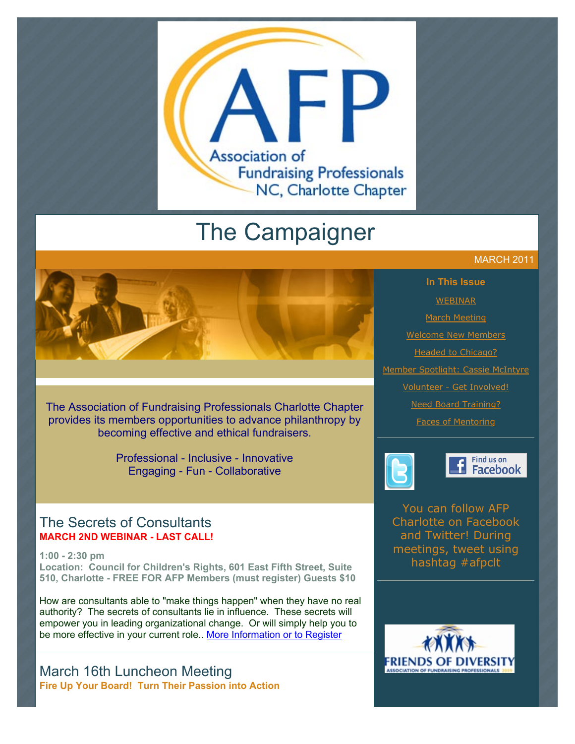# The Campaigner

MARCH 2011

**In This Issue**

- WEBINAR
- March Meeting
- Welcome New Members
- Headed to Chicago?
- Member Spotlight: Cassie McIntyre
- Volunteer - Get Involved!
- Need Board Training?
- Faces of Mentoring

You can follow AFP Charlotte on Facebook and Twitter! During meetings, tweet using hashtag #afpclt

The Association of Fundraising Professionals Charlotte Chapter provides its members opportunities to advance philanthropy by becoming effective and ethical fundraisers.

Professional - Inclusive - Innovative
Engaging - Fun - Collaborative

## The Secrets of Consultants

**MARCH 2ND WEBINAR - LAST CALL!**

**1:00 - 2:30 pm**
**Location: Council for Children's Rights, 601 East Fifth Street, Suite 510, Charlotte - FREE FOR AFP Members (must register) Guests $10**

How are consultants able to "make things happen" when they have no real authority? The secrets of consultants lie in influence. These secrets will empower you in leading organizational change. Or will simply help you to be more effective in your current role.. More Information or to Register

## March 16th Luncheon Meeting

**Fire Up Your Board! Turn Their Passion into Action**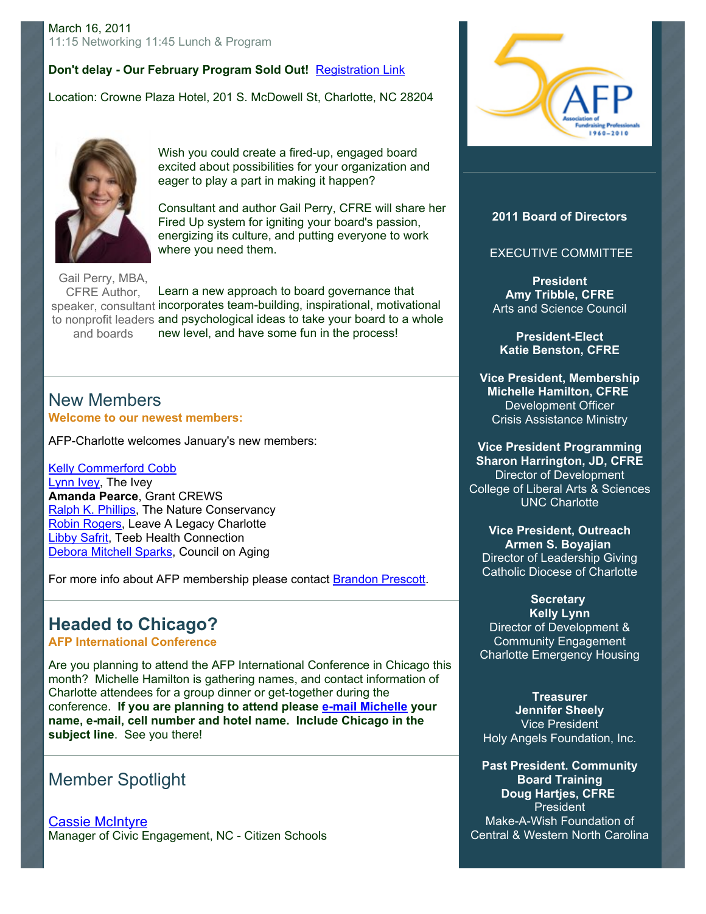March 16, 2011
11:15 Networking 11:45 Lunch & Program

**Don't delay - Our February Program Sold Out!** Registration Link

Location: Crowne Plaza Hotel, 201 S. McDowell St, Charlotte, NC 28204

Wish you could create a fired-up, engaged board excited about possibilities for your organization and eager to play a part in making it happen?

Consultant and author Gail Perry, CFRE will share her Fired Up system for igniting your board's passion, energizing its culture, and putting everyone to work where you need them.

Gail Perry, MBA, CFRE Author, speaker, consultant to nonprofit leaders and boards

Learn a new approach to board governance that incorporates team-building, inspirational, motivational and psychological ideas to take your board to a whole new level, and have some fun in the process!

## New Members

**Welcome to our newest members:**

AFP-Charlotte welcomes January's new members:

Kelly Commerford Cobb
Lynn Ivey, The Ivey
**Amanda Pearce**, Grant CREWS
Ralph K. Phillips, The Nature Conservancy
Robin Rogers, Leave A Legacy Charlotte
Libby Safrit, Teeb Health Connection
Debora Mitchell Sparks, Council on Aging

For more info about AFP membership please contact Brandon Prescott.

## Headed to Chicago?

**AFP International Conference**

Are you planning to attend the AFP International Conference in Chicago this month? Michelle Hamilton is gathering names, and contact information of Charlotte attendees for a group dinner or get-together during the conference. **If you are planning to attend please e-mail Michelle your name, e-mail, cell number and hotel name. Include Chicago in the subject line**. See you there!

## Member Spotlight

Cassie McIntyre
Manager of Civic Engagement, NC - Citizen Schools

**2011 Board of Directors**

EXECUTIVE COMMITTEE

**President**
**Amy Tribble, CFRE**
Arts and Science Council

**President-Elect**
**Katie Benston, CFRE**

**Vice President, Membership**
**Michelle Hamilton, CFRE**
Development Officer
Crisis Assistance Ministry

**Vice President Programming**
**Sharon Harrington, JD, CFRE**
Director of Development
College of Liberal Arts & Sciences
UNC Charlotte

**Vice President, Outreach**
**Armen S. Boyajian**
Director of Leadership Giving
Catholic Diocese of Charlotte

**Secretary**
**Kelly Lynn**
Director of Development & Community Engagement
Charlotte Emergency Housing

**Treasurer**
**Jennifer Sheely**
Vice President
Holy Angels Foundation, Inc.

**Past President. Community Board Training**
**Doug Hartjes, CFRE**
President
Make-A-Wish Foundation of Central & Western North Carolina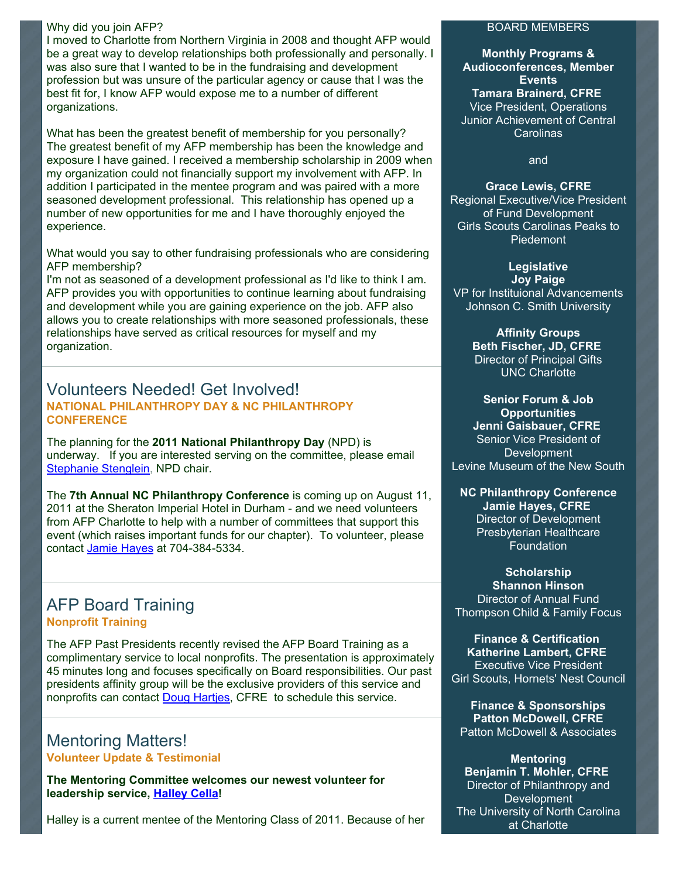Why did you join AFP?
I moved to Charlotte from Northern Virginia in 2008 and thought AFP would be a great way to develop relationships both professionally and personally. I was also sure that I wanted to be in the fundraising and development profession but was unsure of the particular agency or cause that I was the best fit for, I know AFP would expose me to a number of different organizations.

What has been the greatest benefit of membership for you personally?
The greatest benefit of my AFP membership has been the knowledge and exposure I have gained. I received a membership scholarship in 2009 when my organization could not financially support my involvement with AFP. In addition I participated in the mentee program and was paired with a more seasoned development professional. This relationship has opened up a number of new opportunities for me and I have thoroughly enjoyed the experience.

What would you say to other fundraising professionals who are considering AFP membership?
I'm not as seasoned of a development professional as I'd like to think I am. AFP provides you with opportunities to continue learning about fundraising and development while you are gaining experience on the job. AFP also allows you to create relationships with more seasoned professionals, these relationships have served as critical resources for myself and my organization.

## Volunteers Needed! Get Involved!

**NATIONAL PHILANTHROPY DAY & NC PHILANTHROPY CONFERENCE**

The planning for the **2011 National Philanthropy Day** (NPD) is underway. If you are interested serving on the committee, please email Stephanie Stenglein, NPD chair.

The **7th Annual NC Philanthropy Conference** is coming up on August 11, 2011 at the Sheraton Imperial Hotel in Durham - and we need volunteers from AFP Charlotte to help with a number of committees that support this event (which raises important funds for our chapter). To volunteer, please contact Jamie Hayes at 704-384-5334.

## AFP Board Training

**Nonprofit Training**

The AFP Past Presidents recently revised the AFP Board Training as a complimentary service to local nonprofits. The presentation is approximately 45 minutes long and focuses specifically on Board responsibilities. Our past presidents affinity group will be the exclusive providers of this service and nonprofits can contact Doug Hartjes, CFRE to schedule this service.

## Mentoring Matters!

**Volunteer Update & Testimonial**

**The Mentoring Committee welcomes our newest volunteer for leadership service, Halley Cella!**

Halley is a current mentee of the Mentoring Class of 2011. Because of her

BOARD MEMBERS

**Monthly Programs & Audioconferences, Member Events**
**Tamara Brainerd, CFRE**
Vice President, Operations
Junior Achievement of Central Carolinas

and

**Grace Lewis, CFRE**
Regional Executive/Vice President of Fund Development
Girls Scouts Carolinas Peaks to Piedemont

**Legislative**
**Joy Paige**
VP for Instituional Advancements
Johnson C. Smith University

**Affinity Groups**
**Beth Fischer, JD, CFRE**
Director of Principal Gifts
UNC Charlotte

**Senior Forum & Job Opportunities**
**Jenni Gaisbauer, CFRE**
Senior Vice President of Development
Levine Museum of the New South

**NC Philanthropy Conference**
**Jamie Hayes, CFRE**
Director of Development
Presbyterian Healthcare Foundation

**Scholarship**
**Shannon Hinson**
Director of Annual Fund
Thompson Child & Family Focus

**Finance & Certification**
**Katherine Lambert, CFRE**
Executive Vice President
Girl Scouts, Hornets' Nest Council

**Finance & Sponsorships**
**Patton McDowell, CFRE**
Patton McDowell & Associates

**Mentoring**
**Benjamin T. Mohler, CFRE**
Director of Philanthropy and Development
The University of North Carolina at Charlotte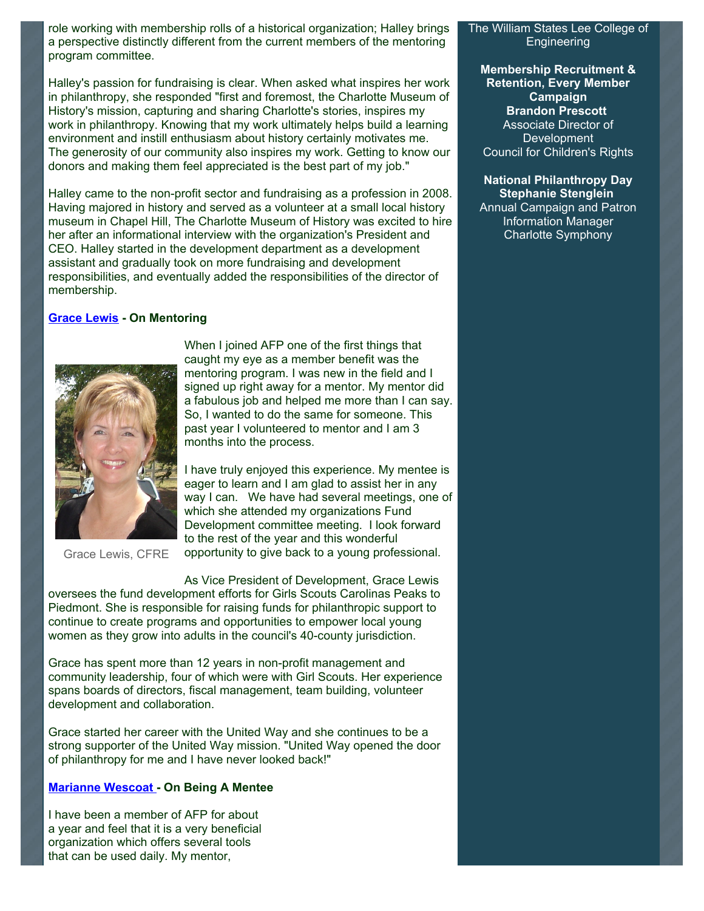role working with membership rolls of a historical organization; Halley brings a perspective distinctly different from the current members of the mentoring program committee.

Halley's passion for fundraising is clear. When asked what inspires her work in philanthropy, she responded "first and foremost, the Charlotte Museum of History's mission, capturing and sharing Charlotte's stories, inspires my work in philanthropy. Knowing that my work ultimately helps build a learning environment and instill enthusiasm about history certainly motivates me. The generosity of our community also inspires my work. Getting to know our donors and making them feel appreciated is the best part of my job."

Halley came to the non-profit sector and fundraising as a profession in 2008. Having majored in history and served as a volunteer at a small local history museum in Chapel Hill, The Charlotte Museum of History was excited to hire her after an informational interview with the organization's President and CEO. Halley started in the development department as a development assistant and gradually took on more fundraising and development responsibilities, and eventually added the responsibilities of the director of membership.

**Grace Lewis - On Mentoring**

When I joined AFP one of the first things that caught my eye as a member benefit was the mentoring program. I was new in the field and I signed up right away for a mentor. My mentor did a fabulous job and helped me more than I can say. So, I wanted to do the same for someone. This past year I volunteered to mentor and I am 3 months into the process.

I have truly enjoyed this experience. My mentee is eager to learn and I am glad to assist her in any way I can. We have had several meetings, one of which she attended my organizations Fund Development committee meeting. I look forward to the rest of the year and this wonderful opportunity to give back to a young professional.

Grace Lewis, CFRE

As Vice President of Development, Grace Lewis oversees the fund development efforts for Girls Scouts Carolinas Peaks to Piedmont. She is responsible for raising funds for philanthropic support to continue to create programs and opportunities to empower local young women as they grow into adults in the council's 40-county jurisdiction.

Grace has spent more than 12 years in non-profit management and community leadership, four of which were with Girl Scouts. Her experience spans boards of directors, fiscal management, team building, volunteer development and collaboration.

Grace started her career with the United Way and she continues to be a strong supporter of the United Way mission. "United Way opened the door of philanthropy for me and I have never looked back!"

**Marianne Wescoat - On Being A Mentee**

I have been a member of AFP for about a year and feel that it is a very beneficial organization which offers several tools that can be used daily. My mentor,

The William States Lee College of Engineering

**Membership Recruitment & Retention, Every Member Campaign**
**Brandon Prescott**
Associate Director of Development
Council for Children's Rights

**National Philanthropy Day**
**Stephanie Stenglein**
Annual Campaign and Patron Information Manager
Charlotte Symphony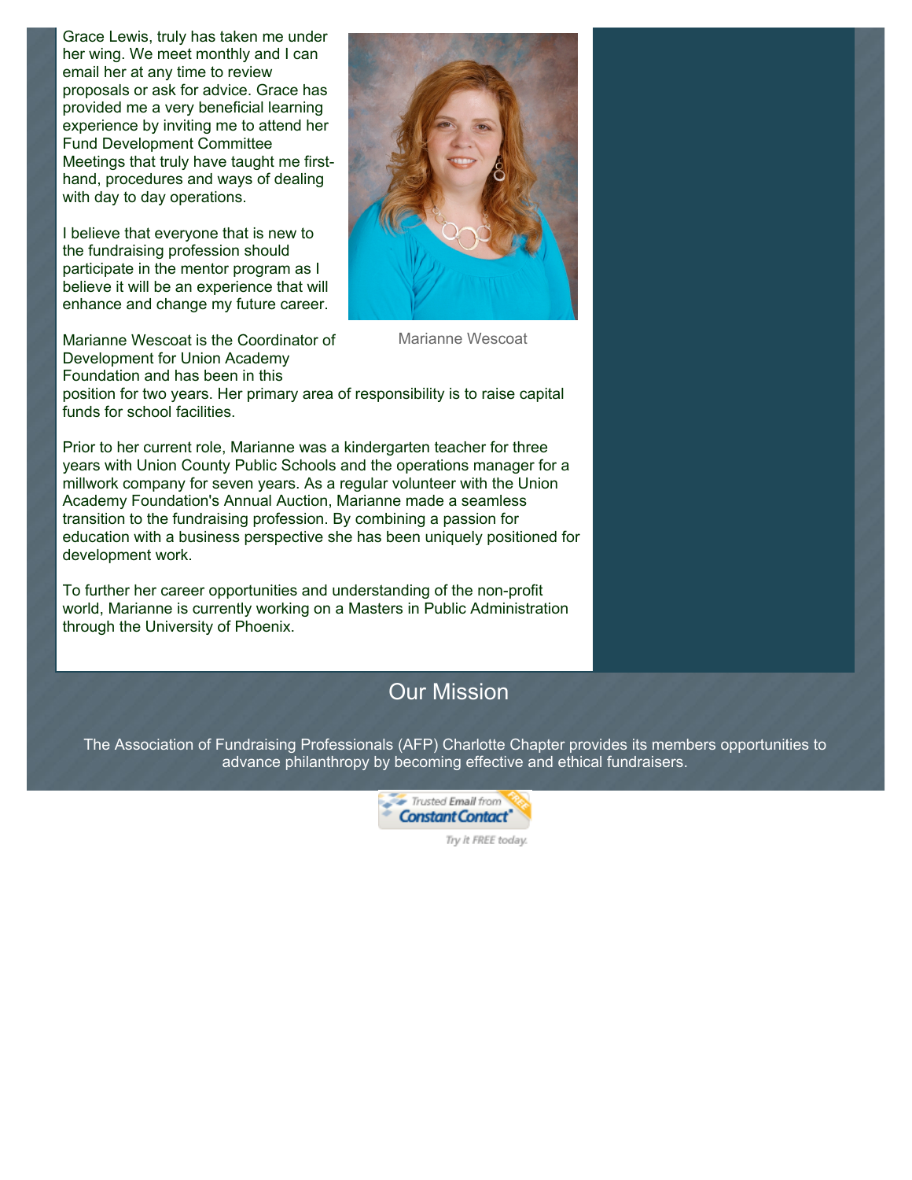Grace Lewis, truly has taken me under her wing. We meet monthly and I can email her at any time to review proposals or ask for advice. Grace has provided me a very beneficial learning experience by inviting me to attend her Fund Development Committee Meetings that truly have taught me first-hand, procedures and ways of dealing with day to day operations.

I believe that everyone that is new to the fundraising profession should participate in the mentor program as I believe it will be an experience that will enhance and change my future career.

Marianne Wescoat

Marianne Wescoat is the Coordinator of Development for Union Academy Foundation and has been in this position for two years. Her primary area of responsibility is to raise capital funds for school facilities.

Prior to her current role, Marianne was a kindergarten teacher for three years with Union County Public Schools and the operations manager for a millwork company for seven years. As a regular volunteer with the Union Academy Foundation's Annual Auction, Marianne made a seamless transition to the fundraising profession. By combining a passion for education with a business perspective she has been uniquely positioned for development work.

To further her career opportunities and understanding of the non-profit world, Marianne is currently working on a Masters in Public Administration through the University of Phoenix.

## Our Mission

The Association of Fundraising Professionals (AFP) Charlotte Chapter provides its members opportunities to advance philanthropy by becoming effective and ethical fundraisers.

Trusted Email from Constant Contact

Try it FREE today.